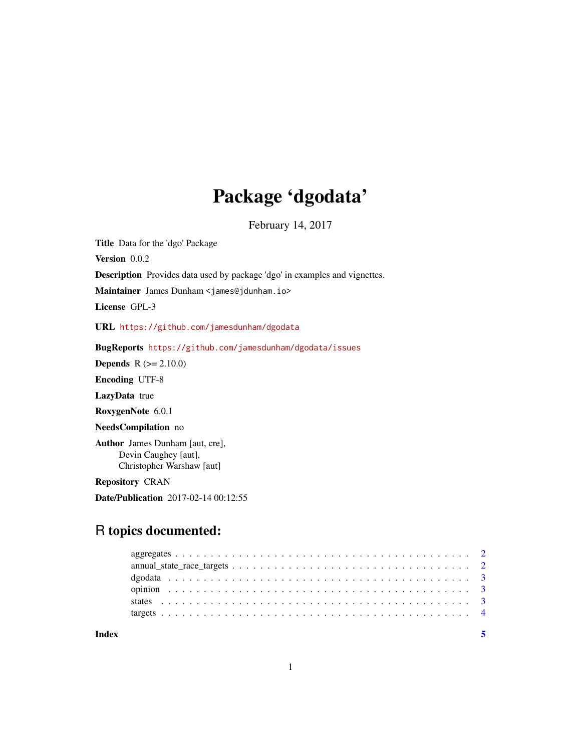# Package 'dgodata'

February 14, 2017

**Title** Data for the 'dgo' Package

**Version** 0.0.2

**Description** Provides data used by package 'dgo' in examples and vignettes.

**Maintainer** James Dunham <james@jdunham.io>

**License** GPL-3

**URL** https://github.com/jamesdunham/dgodata

**BugReports** https://github.com/jamesdunham/dgodata/issues

**Depends** R (>= 2.10.0)

**Encoding** UTF-8

**LazyData** true

**RoxygenNote** 6.0.1

**NeedsCompilation** no

**Author** James Dunham [aut, cre],
Devin Caughey [aut],
Christopher Warshaw [aut]

**Repository** CRAN

**Date/Publication** 2017-02-14 00:12:55

## R topics documented:

- aggregates . . . . . . . . . . 2
- annual_state_race_targets . . . . . . . . . . 2
- dgodata . . . . . . . . . . 3
- opinion . . . . . . . . . . 3
- states . . . . . . . . . . 3
- targets . . . . . . . . . . 4

**Index** 5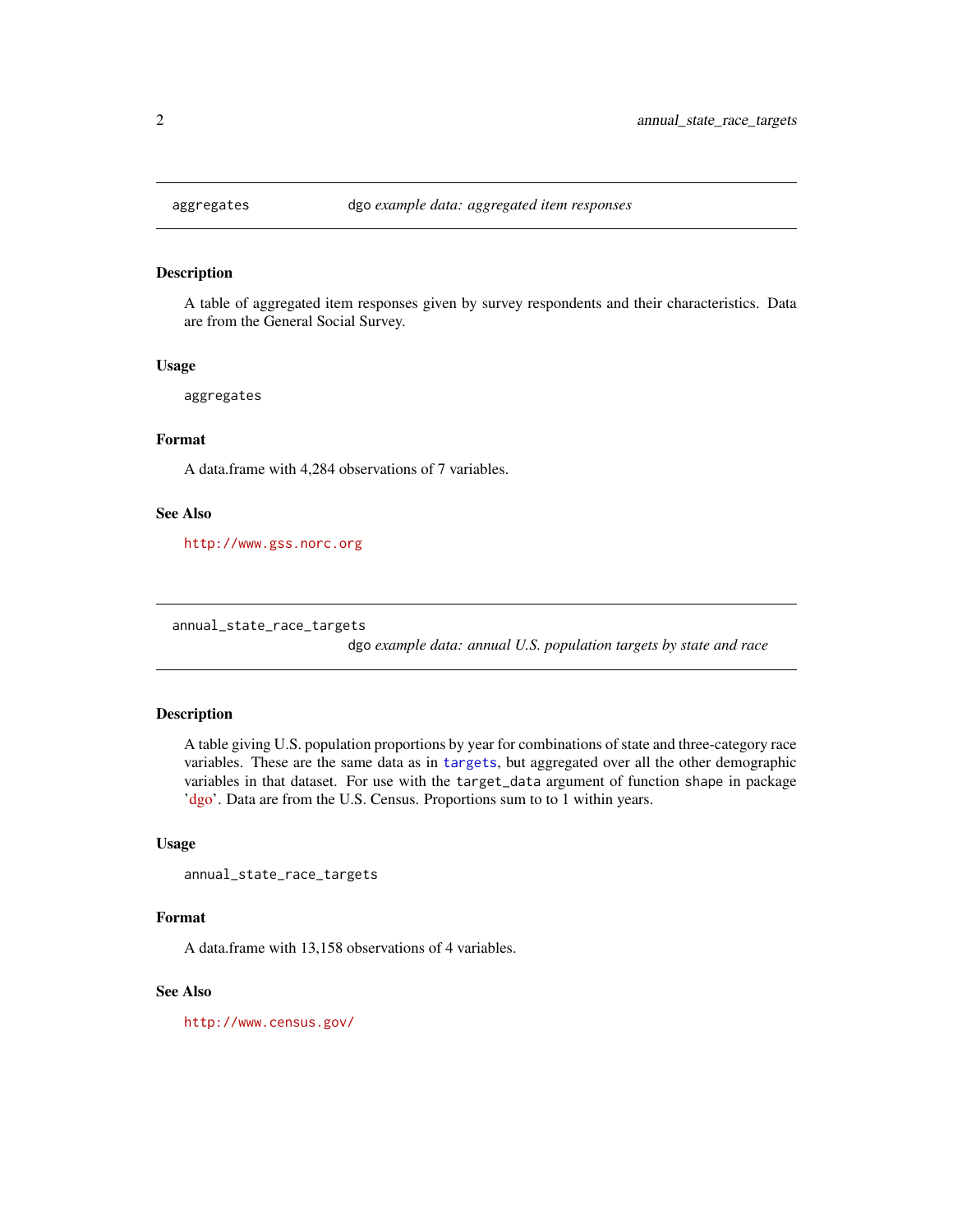## aggregates — dgo *example data: aggregated item responses*

### Description

A table of aggregated item responses given by survey respondents and their characteristics. Data are from the General Social Survey.

### Usage

```
aggregates
```

### Format

A data.frame with 4,284 observations of 7 variables.

### See Also

http://www.gss.norc.org

## annual_state_race_targets — dgo *example data: annual U.S. population targets by state and race*

### Description

A table giving U.S. population proportions by year for combinations of state and three-category race variables. These are the same data as in `targets`, but aggregated over all the other demographic variables in that dataset. For use with the `target_data` argument of function `shape` in package 'dgo'. Data are from the U.S. Census. Proportions sum to to 1 within years.

### Usage

```
annual_state_race_targets
```

### Format

A data.frame with 13,158 observations of 4 variables.

### See Also

http://www.census.gov/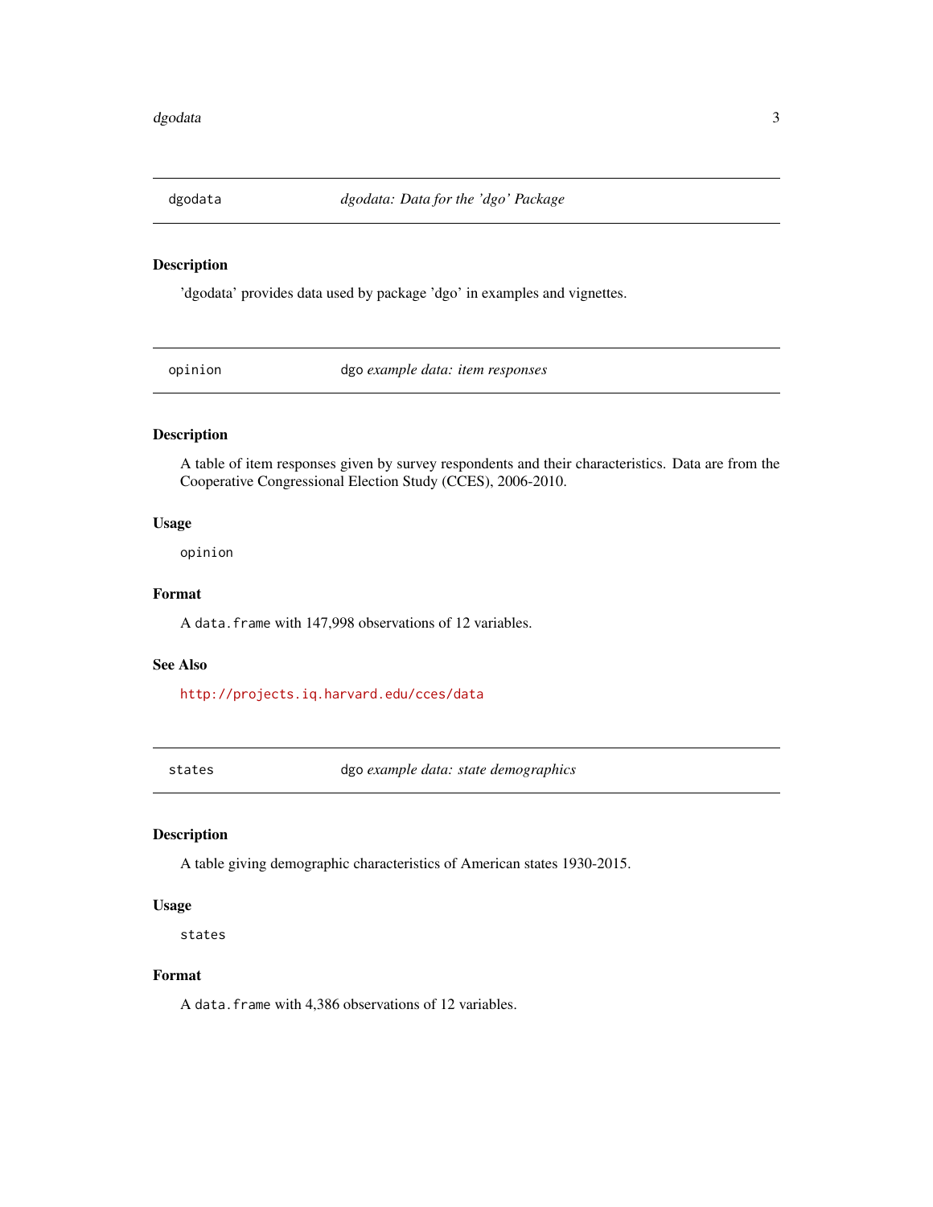## dgodata — *dgodata: Data for the 'dgo' Package*

### Description

'dgodata' provides data used by package 'dgo' in examples and vignettes.

## opinion — dgo *example data: item responses*

### Description

A table of item responses given by survey respondents and their characteristics. Data are from the Cooperative Congressional Election Study (CCES), 2006-2010.

### Usage

```
opinion
```

### Format

A `data.frame` with 147,998 observations of 12 variables.

### See Also

http://projects.iq.harvard.edu/cces/data

## states — dgo *example data: state demographics*

### Description

A table giving demographic characteristics of American states 1930-2015.

### Usage

```
states
```

### Format

A `data.frame` with 4,386 observations of 12 variables.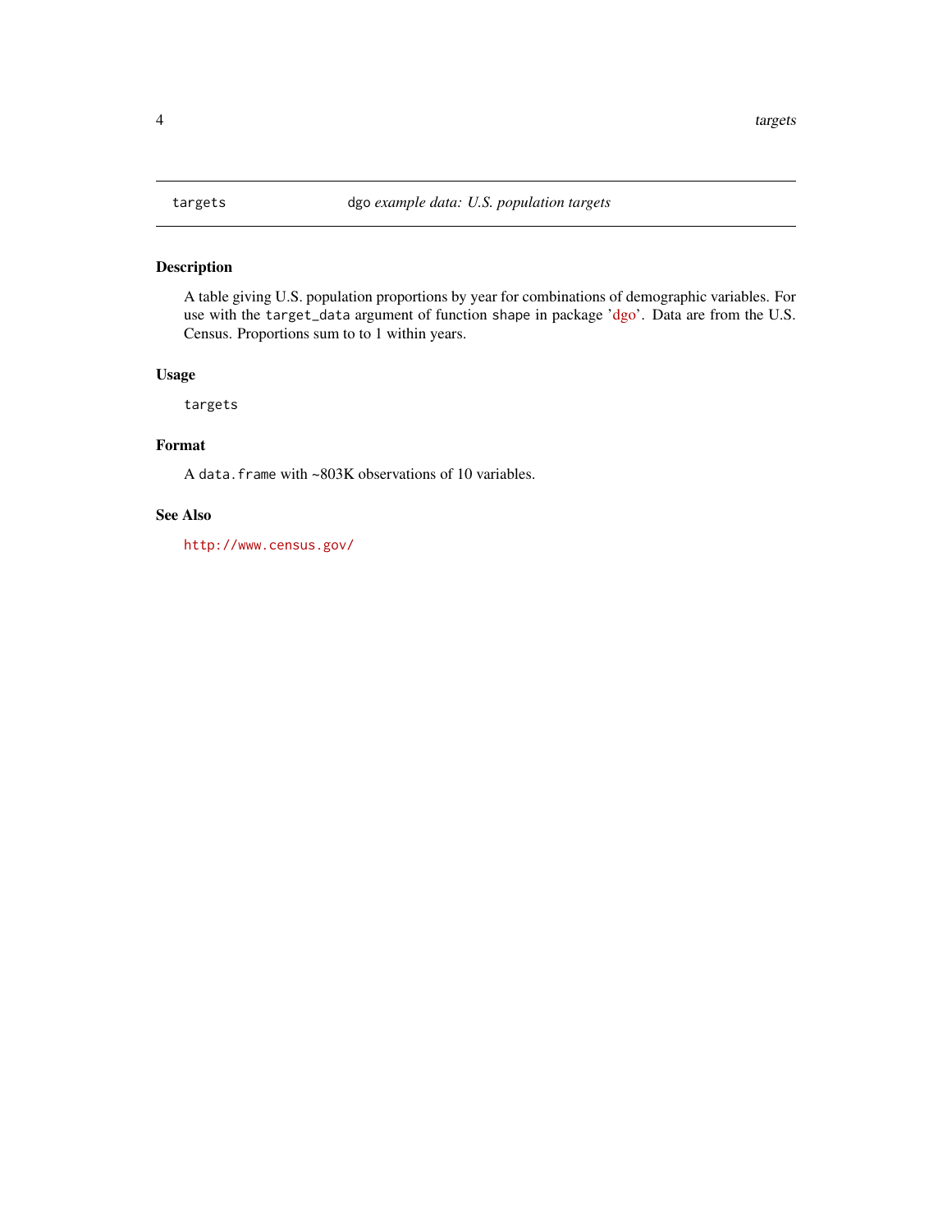## targets — dgo *example data: U.S. population targets*

### Description

A table giving U.S. population proportions by year for combinations of demographic variables. For use with the `target_data` argument of function `shape` in package 'dgo'. Data are from the U.S. Census. Proportions sum to to 1 within years.

### Usage

```
targets
```

### Format

A `data.frame` with ~803K observations of 10 variables.

### See Also

http://www.census.gov/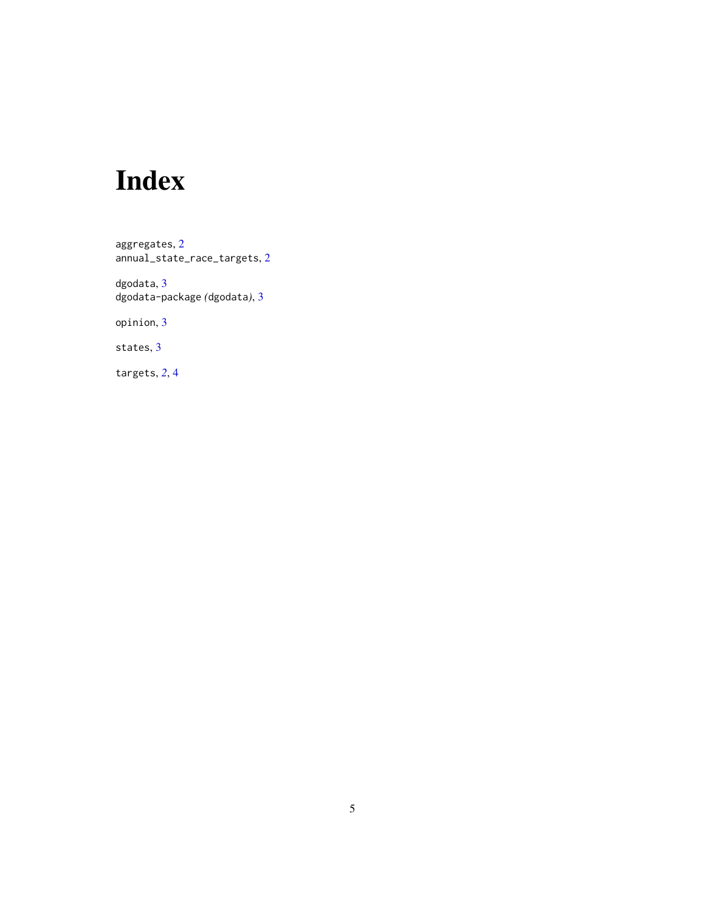# Index

aggregates, 2
annual_state_race_targets, 2

dgodata, 3
dgodata-package (dgodata), 3

opinion, 3

states, 3

targets, 2, 4